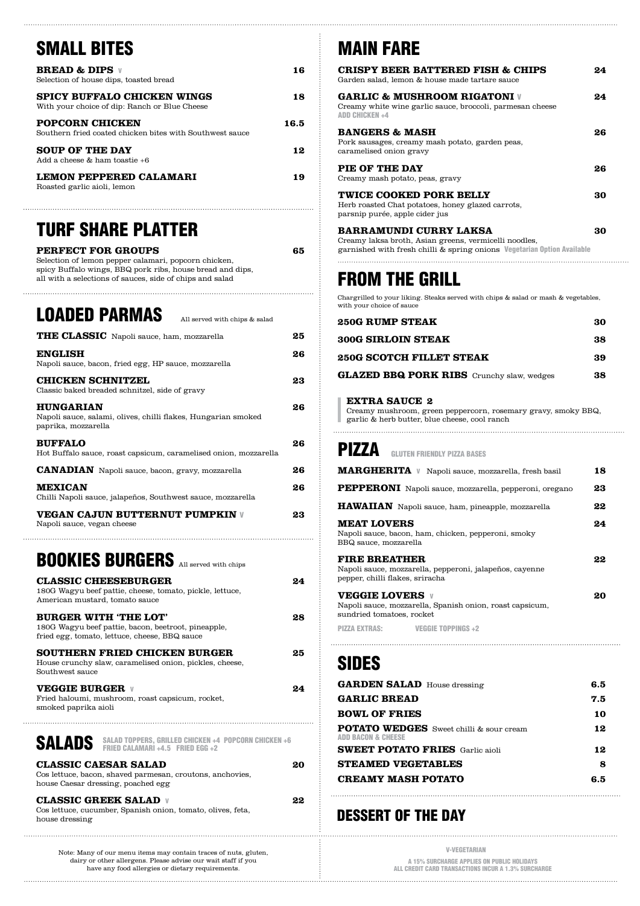## SMALL BITES

**BREAD & DIPS** V — **16**
Selection of house dips, toasted bread

**SPICY BUFFALO CHICKEN WINGS** — **18**
With your choice of dip: Ranch or Blue Cheese

**POPCORN CHICKEN** — **16.5**
Southern fried coated chicken bites with Southwest sauce

**SOUP OF THE DAY** — **12**
Add a cheese & ham toastie +6

**LEMON PEPPERED CALAMARI** — **19**
Roasted garlic aioli, lemon

## TURF SHARE PLATTER

**PERFECT FOR GROUPS** — **65**
Selection of lemon pepper calamari, popcorn chicken, spicy Buffalo wings, BBQ pork ribs, house bread and dips, all with a selections of sauces, side of chips and salad

## LOADED PARMAS

All served with chips & salad

**THE CLASSIC** Napoli sauce, ham, mozzarella — **25**

**ENGLISH** — **26**
Napoli sauce, bacon, fried egg, HP sauce, mozzarella

**CHICKEN SCHNITZEL** — **23**
Classic baked breaded schnitzel, side of gravy

**HUNGARIAN** — **26**
Napoli sauce, salami, olives, chilli flakes, Hungarian smoked paprika, mozzarella

**BUFFALO** — **26**
Hot Buffalo sauce, roast capsicum, caramelised onion, mozzarella

**CANADIAN** Napoli sauce, bacon, gravy, mozzarella — **26**

**MEXICAN** — **26**
Chilli Napoli sauce, jalapeños, Southwest sauce, mozzarella

**VEGAN CAJUN BUTTERNUT PUMPKIN** V — **23**
Napoli sauce, vegan cheese

## BOOKIES BURGERS

All served with chips

**CLASSIC CHEESEBURGER** — **24**
180G Wagyu beef pattie, cheese, tomato, pickle, lettuce, American mustard, tomato sauce

**BURGER WITH 'THE LOT'** — **28**
180G Wagyu beef pattie, bacon, beetroot, pineapple, fried egg, tomato, lettuce, cheese, BBQ sauce

**SOUTHERN FRIED CHICKEN BURGER** — **25**
House crunchy slaw, caramelised onion, pickles, cheese, Southwest sauce

**VEGGIE BURGER** V — **24**
Fried haloumi, mushroom, roast capsicum, rocket, smoked paprika aioli

## SALADS

SALAD TOPPERS, GRILLED CHICKEN +4 POPCORN CHICKEN +6 FRIED CALAMARI +4.5 FRIED EGG +2

**CLASSIC CAESAR SALAD** — **20**
Cos lettuce, bacon, shaved parmesan, croutons, anchovies, house Caesar dressing, poached egg

**CLASSIC GREEK SALAD** V — **22**
Cos lettuce, cucumber, Spanish onion, tomato, olives, feta, house dressing

## MAIN FARE

**CRISPY BEER BATTERED FISH & CHIPS** — **24**
Garden salad, lemon & house made tartare sauce

**GARLIC & MUSHROOM RIGATONI** V — **24**
Creamy white wine garlic sauce, broccoli, parmesan cheese
ADD CHICKEN +4

**BANGERS & MASH** — **26**
Pork sausages, creamy mash potato, garden peas, caramelised onion gravy

**PIE OF THE DAY** — **26**
Creamy mash potato, peas, gravy

**TWICE COOKED PORK BELLY** — **30**
Herb roasted Chat potatoes, honey glazed carrots, parsnip purée, apple cider jus

**BARRAMUNDI CURRY LAKSA** — **30**
Creamy laksa broth, Asian greens, vermicelli noodles, garnished with fresh chilli & spring onions Vegetarian Option Available

## FROM THE GRILL

Chargrilled to your liking. Steaks served with chips & salad or mash & vegetables, with your choice of sauce

**250G RUMP STEAK** — **30**

**300G SIRLOIN STEAK** — **38**

**250G SCOTCH FILLET STEAK** — **39**

**GLAZED BBQ PORK RIBS** Crunchy slaw, wedges — **38**

**EXTRA SAUCE 2**
Creamy mushroom, green peppercorn, rosemary gravy, smoky BBQ, garlic & herb butter, blue cheese, cool ranch

## PIZZA

GLUTEN FRIENDLY PIZZA BASES

**MARGHERITA** V Napoli sauce, mozzarella, fresh basil — **18**

**PEPPERONI** Napoli sauce, mozzarella, pepperoni, oregano — **23**

**HAWAIIAN** Napoli sauce, ham, pineapple, mozzarella — **22**

**MEAT LOVERS** — **24**
Napoli sauce, bacon, ham, chicken, pepperoni, smoky BBQ sauce, mozzarella

**FIRE BREATHER** — **22**
Napoli sauce, mozzarella, pepperoni, jalapeños, cayenne pepper, chilli flakes, sriracha

**VEGGIE LOVERS** V — **20**
Napoli sauce, mozzarella, Spanish onion, roast capsicum, sundried tomatoes, rocket

PIZZA EXTRAS: VEGGIE TOPPINGS +2

## SIDES

**GARDEN SALAD** House dressing — **6.5**

**GARLIC BREAD** — **7.5**

**BOWL OF FRIES** — **10**

**POTATO WEDGES** Sweet chilli & sour cream — **12**
ADD BACON & CHEESE

**SWEET POTATO FRIES** Garlic aioli — **12**

**STEAMED VEGETABLES** — **8**

**CREAMY MASH POTATO** — **6.5**

## DESSERT OF THE DAY

Note: Many of our menu items may contain traces of nuts, gluten, dairy or other allergens. Please advise our wait staff if you have any food allergies or dietary requirements.

V-VEGETARIAN

A 15% SURCHARGE APPLIES ON PUBLIC HOLIDAYS
ALL CREDIT CARD TRANSACTIONS INCUR A 1.3% SURCHARGE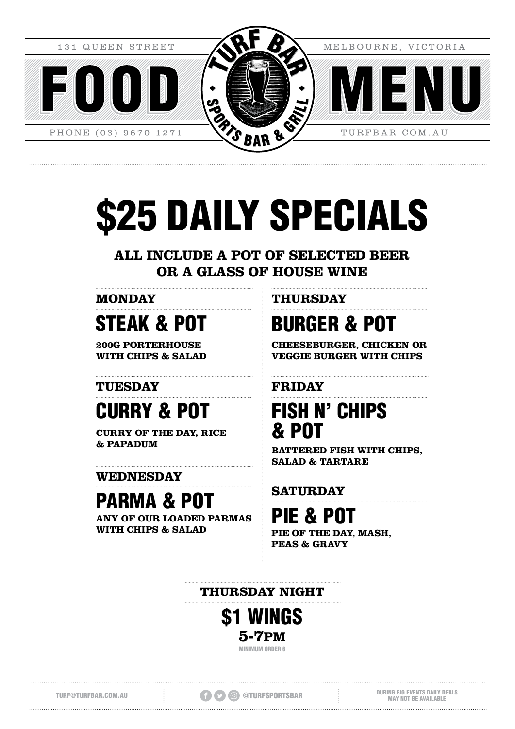131 QUEEN STREET

MELBOURNE, VICTORIA

# FOOD MENU

TURF BAR

SPORTS BAR & GRILL

PHONE (03) 9670 1271

TURFBAR.COM.AU

# $25 DAILY SPECIALS

**ALL INCLUDE A POT OF SELECTED BEER OR A GLASS OF HOUSE WINE**

### MONDAY

## STEAK & POT

**200G PORTERHOUSE WITH CHIPS & SALAD**

### TUESDAY

## CURRY & POT

**CURRY OF THE DAY, RICE & PAPADUM**

### WEDNESDAY

## PARMA & POT

**ANY OF OUR LOADED PARMAS WITH CHIPS & SALAD**

### THURSDAY

## BURGER & POT

**CHEESEBURGER, CHICKEN OR VEGGIE BURGER WITH CHIPS**

### FRIDAY

## FISH N' CHIPS & POT

**BATTERED FISH WITH CHIPS, SALAD & TARTARE**

### SATURDAY

## PIE & POT

**PIE OF THE DAY, MASH, PEAS & GRAVY**

### THURSDAY NIGHT

## $1 WINGS

**5-7PM**

MINIMUM ORDER 6

TURF@TURFBAR.COM.AU

@TURFSPORTSBAR

DURING BIG EVENTS DAILY DEALS MAY NOT BE AVAILABLE